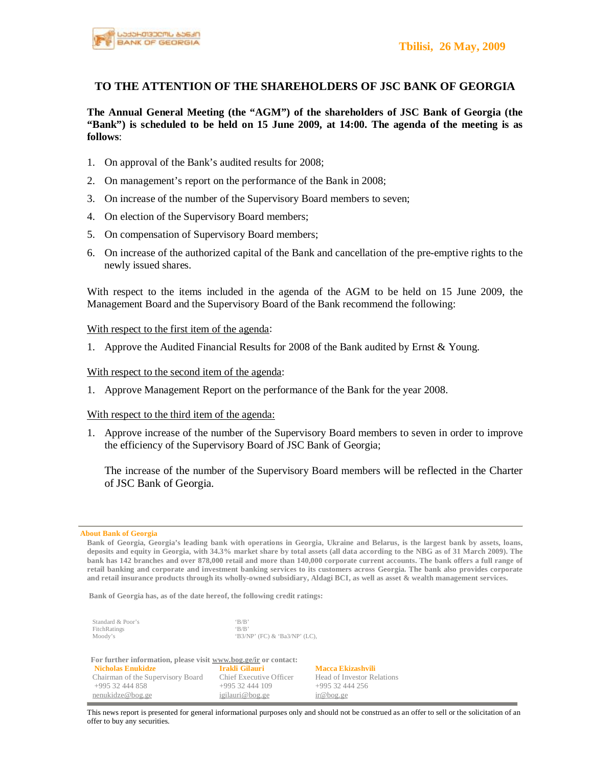Tbilisi, 26 May, 2009

# TO THE ATTENTION OF THE SHAREHOLDERS OF JSC BANK OF GEORGIA

**The Annual General Meeting (the "AGM") of the shareholders of JSC Bank of Georgia (the "Bank") is scheduled to be held on 15 June 2009, at 14:00. The agenda of the meeting is as follows**:

1. On approval of the Bank's audited results for 2008;
2. On management's report on the performance of the Bank in 2008;
3. On increase of the number of the Supervisory Board members to seven;
4. On election of the Supervisory Board members;
5. On compensation of Supervisory Board members;
6. On increase of the authorized capital of the Bank and cancellation of the pre-emptive rights to the newly issued shares.

With respect to the items included in the agenda of the AGM to be held on 15 June 2009, the Management Board and the Supervisory Board of the Bank recommend the following:

With respect to the first item of the agenda:

1. Approve the Audited Financial Results for 2008 of the Bank audited by Ernst & Young.

With respect to the second item of the agenda:

1. Approve Management Report on the performance of the Bank for the year 2008.

With respect to the third item of the agenda:

1. Approve increase of the number of the Supervisory Board members to seven in order to improve the efficiency of the Supervisory Board of JSC Bank of Georgia;

   The increase of the number of the Supervisory Board members will be reflected in the Charter of JSC Bank of Georgia.

---

**About Bank of Georgia**

**Bank of Georgia, Georgia's leading bank with operations in Georgia, Ukraine and Belarus, is the largest bank by assets, loans, deposits and equity in Georgia, with 34.3% market share by total assets (all data according to the NBG as of 31 March 2009). The bank has 142 branches and over 878,000 retail and more than 140,000 corporate current accounts. The bank offers a full range of retail banking and corporate and investment banking services to its customers across Georgia. The bank also provides corporate and retail insurance products through its wholly-owned subsidiary, Aldagi BCI, as well as asset & wealth management services.**

**Bank of Georgia has, as of the date hereof, the following credit ratings:**

| | |
|---|---|
| Standard & Poor's | 'B/B' |
| FitchRatings | 'B/B' |
| Moody's | 'B3/NP' (FC) & 'Ba3/NP' (LC), |

**For further information, please visit www.bog.ge/ir or contact:**

| Nicholas Enukidze | Irakli Gilauri | Macca Ekizashvili |
|---|---|---|
| Chairman of the Supervisory Board | Chief Executive Officer | Head of Investor Relations |
| +995 32 444 858 | +995 32 444 109 | +995 32 444 256 |
| nenukidze@bog.ge | igilauri@bog.ge | ir@bog.ge |

This news report is presented for general informational purposes only and should not be construed as an offer to sell or the solicitation of an offer to buy any securities.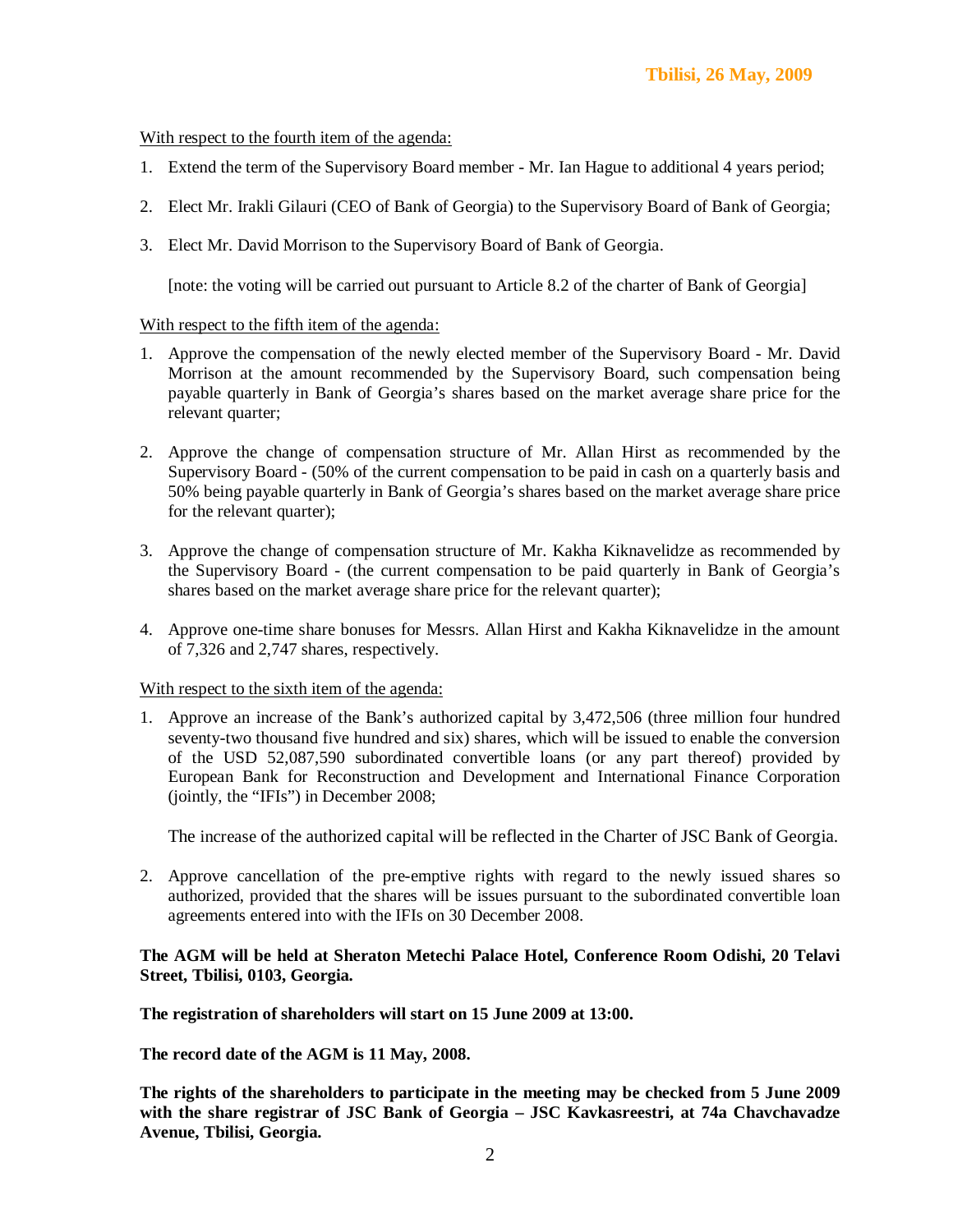Tbilisi, 26 May, 2009

With respect to the fourth item of the agenda:

1. Extend the term of the Supervisory Board member - Mr. Ian Hague to additional 4 years period;
2. Elect Mr. Irakli Gilauri (CEO of Bank of Georgia) to the Supervisory Board of Bank of Georgia;
3. Elect Mr. David Morrison to the Supervisory Board of Bank of Georgia.

   [note: the voting will be carried out pursuant to Article 8.2 of the charter of Bank of Georgia]

With respect to the fifth item of the agenda:

1. Approve the compensation of the newly elected member of the Supervisory Board - Mr. David Morrison at the amount recommended by the Supervisory Board, such compensation being payable quarterly in Bank of Georgia's shares based on the market average share price for the relevant quarter;
2. Approve the change of compensation structure of Mr. Allan Hirst as recommended by the Supervisory Board - (50% of the current compensation to be paid in cash on a quarterly basis and 50% being payable quarterly in Bank of Georgia's shares based on the market average share price for the relevant quarter);
3. Approve the change of compensation structure of Mr. Kakha Kiknavelidze as recommended by the Supervisory Board - (the current compensation to be paid quarterly in Bank of Georgia's shares based on the market average share price for the relevant quarter);
4. Approve one-time share bonuses for Messrs. Allan Hirst and Kakha Kiknavelidze in the amount of 7,326 and 2,747 shares, respectively.

With respect to the sixth item of the agenda:

1. Approve an increase of the Bank's authorized capital by 3,472,506 (three million four hundred seventy-two thousand five hundred and six) shares, which will be issued to enable the conversion of the USD 52,087,590 subordinated convertible loans (or any part thereof) provided by European Bank for Reconstruction and Development and International Finance Corporation (jointly, the "IFIs") in December 2008;

   The increase of the authorized capital will be reflected in the Charter of JSC Bank of Georgia.

2. Approve cancellation of the pre-emptive rights with regard to the newly issued shares so authorized, provided that the shares will be issues pursuant to the subordinated convertible loan agreements entered into with the IFIs on 30 December 2008.

**The AGM will be held at Sheraton Metechi Palace Hotel, Conference Room Odishi, 20 Telavi Street, Tbilisi, 0103, Georgia.**

**The registration of shareholders will start on 15 June 2009 at 13:00.**

**The record date of the AGM is 11 May, 2008.**

**The rights of the shareholders to participate in the meeting may be checked from 5 June 2009 with the share registrar of JSC Bank of Georgia – JSC Kavkasreestri, at 74a Chavchavadze Avenue, Tbilisi, Georgia.**